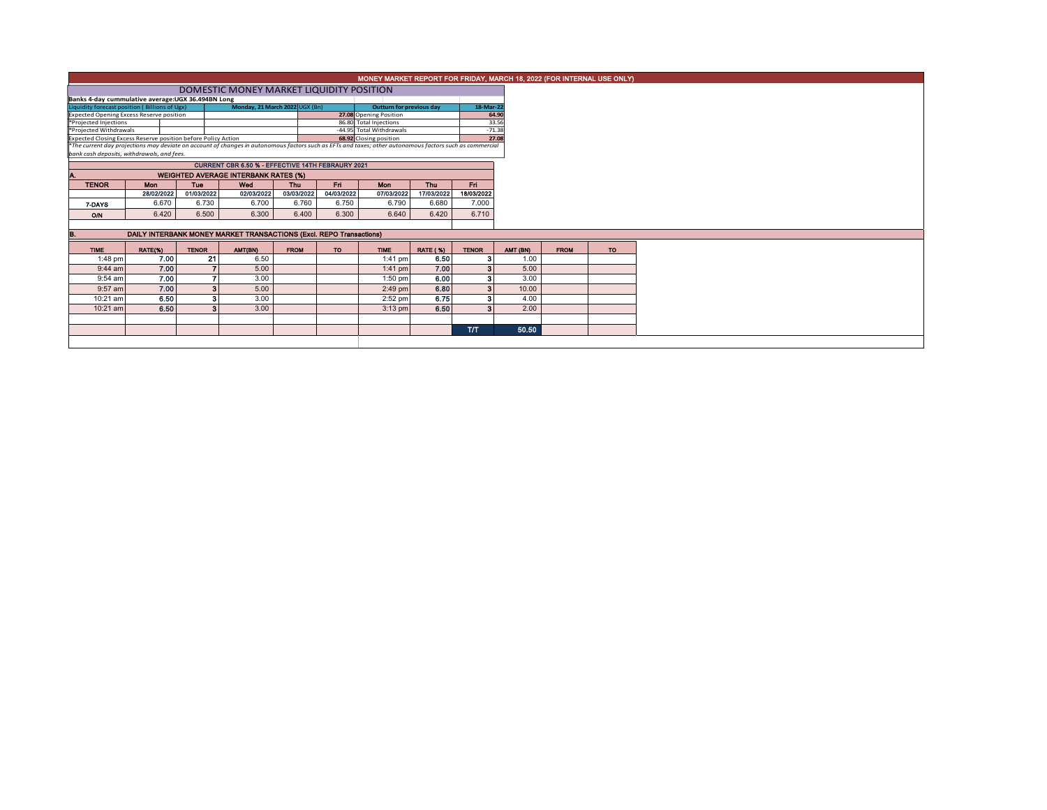# MONEY MARKET REPORT FOR FRIDAY, MARCH 18, 2022 (FOR INTERNAL USE ONLY)

## DOMESTIC MONEY MARKET LIQUIDITY POSITION

**Banks 4-day cummulative average:UGX 36.494BN Long**

| Liquidity forecast position ( Billions of Ugx) | | Monday, 21 March 2022 UGX (Bn) | | Outturn for previous day | 18-Mar-22 |
|---|---|---|---|---|---|
| Expected Opening Excess Reserve position | | | 27.08 | Opening Position | 64.90 |
| *Projected Injections | | | 86.80 | Total Injections | 33.56 |
| *Projected Withdrawals | | | -44.95 | Total Withdrawals | -71.38 |
| Expected Closing Excess Reserve position before Policy Action | | | 68.92 | Closing position | 27.08 |

*The current day projections may deviate on account of changes in autonomous factors such as EFTs and taxes; other autonomous factors such as commercial bank cash deposits, withdrawals, and fees.

**CURRENT CBR 6.50 % - EFFECTIVE 14TH FEBRAURY 2021**

### A. WEIGHTED AVERAGE INTERBANK RATES (%)

| TENOR | Mon | Tue | Wed | Thu | Fri | Mon | Thu | Fri |
|---|---|---|---|---|---|---|---|---|
| | 28/02/2022 | 01/03/2022 | 02/03/2022 | 03/03/2022 | 04/03/2022 | 07/03/2022 | 17/03/2022 | 18/03/2022 |
| 7-DAYS | 6.670 | 6.730 | 6.700 | 6.760 | 6.750 | 6.790 | 6.680 | 7.000 |
| O/N | 6.420 | 6.500 | 6.300 | 6.400 | 6.300 | 6.640 | 6.420 | 6.710 |

### B. DAILY INTERBANK MONEY MARKET TRANSACTIONS (Excl. REPO Transactions)

| TIME | RATE(%) | TENOR | AMT(BN) | FROM | TO | TIME | RATE (%) | TENOR | AMT (BN) | FROM | TO |
|---|---|---|---|---|---|---|---|---|---|---|---|
| 1:48 pm | 7.00 | 21 | 6.50 | | | 1:41 pm | 6.50 | 3 | 1.00 | | |
| 9:44 am | 7.00 | 7 | 5.00 | | | 1:41 pm | 7.00 | 3 | 5.00 | | |
| 9:54 am | 7.00 | 7 | 3.00 | | | 1:50 pm | 6.00 | 3 | 3.00 | | |
| 9:57 am | 7.00 | 3 | 5.00 | | | 2:49 pm | 6.80 | 3 | 10.00 | | |
| 10:21 am | 6.50 | 3 | 3.00 | | | 2:52 pm | 6.75 | 3 | 4.00 | | |
| 10:21 am | 6.50 | 3 | 3.00 | | | 3:13 pm | 6.50 | 3 | 2.00 | | |
| | | | | | | | | T/T | 50.50 | | |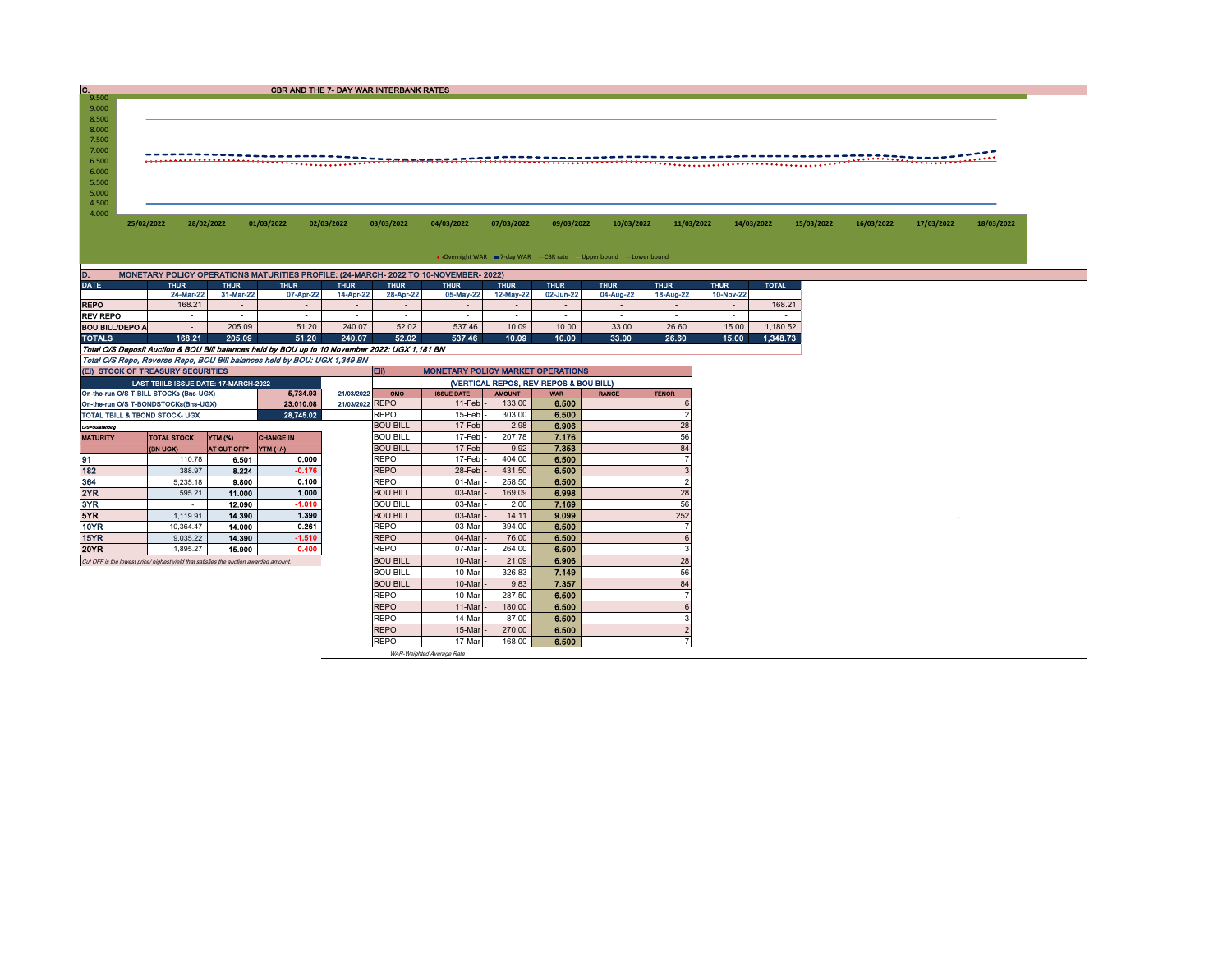## C. CBR AND THE 7- DAY WAR INTERBANK RATES

9.500
9.000
8.500
8.000
7.500
7.000
6.500
6.000
5.500
5.000
4.500
4.000

25/02/2022 28/02/2022 01/03/2022 02/03/2022 03/03/2022 04/03/2022 07/03/2022 09/03/2022 10/03/2022 11/03/2022 14/03/2022 15/03/2022 16/03/2022 17/03/2022 18/03/2022

Overnight WAR · 7-day WAR · CBR rate · Upper bound · Lower bound

## D. MONETARY POLICY OPERATIONS MATURITIES PROFILE: (24-MARCH- 2022 TO 10-NOVEMBER- 2022)

| DATE | THUR | THUR | THUR | THUR | THUR | THUR | THUR | THUR | THUR | THUR | THUR | TOTAL |
|---|---|---|---|---|---|---|---|---|---|---|---|---|
| | 24-Mar-22 | 31-Mar-22 | 07-Apr-22 | 14-Apr-22 | 28-Apr-22 | 05-May-22 | 12-May-22 | 02-Jun-22 | 04-Aug-22 | 18-Aug-22 | 10-Nov-22 | |
| REPO | 168.21 | - | - | - | - | - | - | - | - | - | - | 168.21 |
| REV REPO | - | - | - | - | - | - | - | - | - | - | - | - |
| BOU BILL/DEPO A | - | 205.09 | 51.20 | 240.07 | 52.02 | 537.46 | 10.09 | 10.00 | 33.00 | 26.60 | 15.00 | 1,180.52 |
| TOTALS | 168.21 | 205.09 | 51.20 | 240.07 | 52.02 | 537.46 | 10.09 | 10.00 | 33.00 | 26.60 | 15.00 | 1,348.73 |

*Total O/S Deposit Auction & BOU Bill balances held by BOU up to 10 November 2022: UGX 1,181 BN*

*Total O/S Repo, Reverse Repo, BOU Bill balances held by BOU: UGX 1,349 BN*

## (EI) STOCK OF TREASURY SECURITIES

| LAST TBIILS ISSUE DATE: 17-MARCH-2022 | | | |
|---|---|---|---|
| On-the-run O/S T-BILL STOCKs (Bns-UGX) | | 5,734.93 | 21/03/2022 |
| On-the-run O/S T-BONDSTOCKs(Bns-UGX) | | 23,010.08 | 21/03/2022 |
| TOTAL TBILL & TBOND STOCK- UGX | | 28,745.02 | |

O/S=Outstanding

| MATURITY | TOTAL STOCK (BN UGX) | YTM (%) AT CUT OFF* | CHANGE IN YTM (+/-) |
|---|---|---|---|
| 91 | 110.78 | 6.501 | 0.000 |
| 182 | 388.97 | 8.224 | -0.176 |
| 364 | 5,235.18 | 9.800 | 0.100 |
| 2YR | 595.21 | 11.000 | 1.000 |
| 3YR | - | 12.090 | -1.010 |
| 5YR | 1,119.91 | 14.390 | 1.390 |
| 10YR | 10,364.47 | 14.000 | 0.261 |
| 15YR | 9,035.22 | 14.390 | -1.510 |
| 20YR | 1,895.27 | 15.900 | 0.400 |

*Cut OFF is the lowest price/ highest yield that satisfies the auction awarded amount.*

## EII) MONETARY POLICY MARKET OPERATIONS

(VERTICAL REPOS, REV-REPOS & BOU BILL)

| OMO | ISSUE DATE | AMOUNT | WAR | RANGE | TENOR |
|---|---|---|---|---|---|
| REPO | 11-Feb | 133.00 | 6.500 | | 6 |
| REPO | 15-Feb | 303.00 | 6.500 | | 2 |
| BOU BILL | 17-Feb | 2.98 | 6.906 | | 28 |
| BOU BILL | 17-Feb | 207.78 | 7.176 | | 56 |
| BOU BILL | 17-Feb | 9.92 | 7.353 | | 84 |
| REPO | 17-Feb | 404.00 | 6.500 | | 7 |
| REPO | 28-Feb | 431.50 | 6.500 | | 3 |
| REPO | 01-Mar | 258.50 | 6.500 | | 2 |
| BOU BILL | 03-Mar | 169.09 | 6.998 | | 28 |
| BOU BILL | 03-Mar | 2.00 | 7.169 | | 56 |
| BOU BILL | 03-Mar | 14.11 | 9.099 | | 252 |
| REPO | 03-Mar | 394.00 | 6.500 | | 7 |
| REPO | 04-Mar | 76.00 | 6.500 | | 6 |
| REPO | 07-Mar | 264.00 | 6.500 | | 3 |
| BOU BILL | 10-Mar | 21.09 | 6.906 | | 28 |
| BOU BILL | 10-Mar | 326.83 | 7.149 | | 56 |
| BOU BILL | 10-Mar | 9.83 | 7.357 | | 84 |
| REPO | 10-Mar | 287.50 | 6.500 | | 7 |
| REPO | 11-Mar | 180.00 | 6.500 | | 6 |
| REPO | 14-Mar | 87.00 | 6.500 | | 3 |
| REPO | 15-Mar | 270.00 | 6.500 | | 2 |
| REPO | 17-Mar | 168.00 | 6.500 | | 7 |

*WAR-Weighted Average Rate*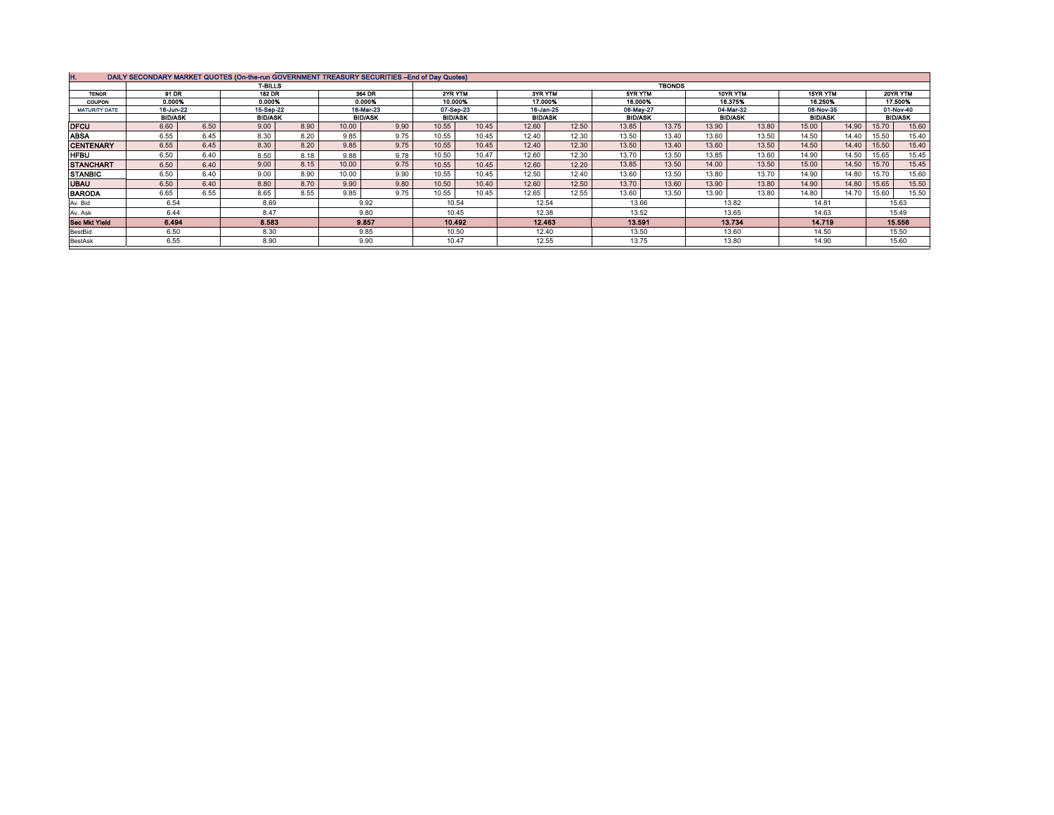| H. DAILY SECONDARY MARKET QUOTES (On-the-run GOVERNMENT TREASURY SECURITIES –End of Day Quotes) | | | | | | | | | | | | | | | | | | | |
|---|---|---|---|---|---|---|---|---|---|---|---|---|---|---|---|---|---|---|---|
| | T-BILLS | | | | | | TBONDS | | | | | | | | | | | | |
| TENOR | 91 DR | | 182 DR | | 364 DR | | 2YR YTM | | 3YR YTM | | 5YR YTM | | 10YR YTM | | 15YR YTM | | 20YR YTM | | |
| COUPON | 0.000% | | 0.000% | | 0.000% | | 10.000% | | 17.000% | | 16.000% | | 16.375% | | 16.250% | | 17.500% | | |
| MATURITY DATE | 16-Jun-22 | | 15-Sep-22 | | 16-Mar-23 | | 07-Sep-23 | | 16-Jan-25 | | 06-May-27 | | 04-Mar-32 | | 08-Nov-35 | | 01-Nov-40 | | |
| | BID/ASK | | BID/ASK | | BID/ASK | | BID/ASK | | BID/ASK | | BID/ASK | | BID/ASK | | BID/ASK | | BID/ASK | | |
| DFCU | 6.60 | 6.50 | 9.00 | 8.90 | 10.00 | 9.90 | 10.55 | 10.45 | 12.60 | 12.50 | 13.85 | 13.75 | 13.90 | 13.80 | 15.00 | 14.90 | 15.70 | 15.60 | |
| ABSA | 6.55 | 6.45 | 8.30 | 8.20 | 9.85 | 9.75 | 10.55 | 10.45 | 12.40 | 12.30 | 13.50 | 13.40 | 13.60 | 13.50 | 14.50 | 14.40 | 15.50 | 15.40 | |
| CENTENARY | 6.55 | 6.45 | 8.30 | 8.20 | 9.85 | 9.75 | 10.55 | 10.45 | 12.40 | 12.30 | 13.50 | 13.40 | 13.60 | 13.50 | 14.50 | 14.40 | 15.50 | 15.40 | |
| HFBU | 6.50 | 6.40 | 8.50 | 8.18 | 9.88 | 9.78 | 10.50 | 10.47 | 12.60 | 12.30 | 13.70 | 13.50 | 13.85 | 13.60 | 14.90 | 14.50 | 15.65 | 15.45 | |
| STANCHART | 6.50 | 6.40 | 9.00 | 8.15 | 10.00 | 9.75 | 10.55 | 10.45 | 12.60 | 12.20 | 13.85 | 13.50 | 14.00 | 13.50 | 15.00 | 14.50 | 15.70 | 15.45 | |
| STANBIC | 6.50 | 6.40 | 9.00 | 8.90 | 10.00 | 9.90 | 10.55 | 10.45 | 12.50 | 12.40 | 13.60 | 13.50 | 13.80 | 13.70 | 14.90 | 14.80 | 15.70 | 15.60 | |
| UBAU | 6.50 | 6.40 | 8.80 | 8.70 | 9.90 | 9.80 | 10.50 | 10.40 | 12.60 | 12.50 | 13.70 | 13.60 | 13.90 | 13.80 | 14.90 | 14.80 | 15.65 | 15.50 | |
| BARODA | 6.65 | 6.55 | 8.65 | 8.55 | 9.85 | 9.75 | 10.55 | 10.45 | 12.65 | 12.55 | 13.60 | 13.50 | 13.90 | 13.80 | 14.80 | 14.70 | 15.60 | 15.50 | |
| Av. Bid | 6.54 | | 8.69 | | 9.92 | | 10.54 | | 12.54 | | 13.66 | | 13.82 | | 14.81 | | 15.63 | | |
| Av. Ask | 6.44 | | 8.47 | | 9.80 | | 10.45 | | 12.38 | | 13.52 | | 13.65 | | 14.63 | | 15.49 | | |
| Sec Mkt Yield | 6.494 | | 8.583 | | 9.857 | | 10.492 | | 12.463 | | 13.591 | | 13.734 | | 14.719 | | 15.556 | | |
| BestBid | 6.50 | | 8.30 | | 9.85 | | 10.50 | | 12.40 | | 13.50 | | 13.60 | | 14.50 | | 15.50 | | |
| BestAsk | 6.55 | | 8.90 | | 9.90 | | 10.47 | | 12.55 | | 13.75 | | 13.80 | | 14.90 | | 15.60 | | |